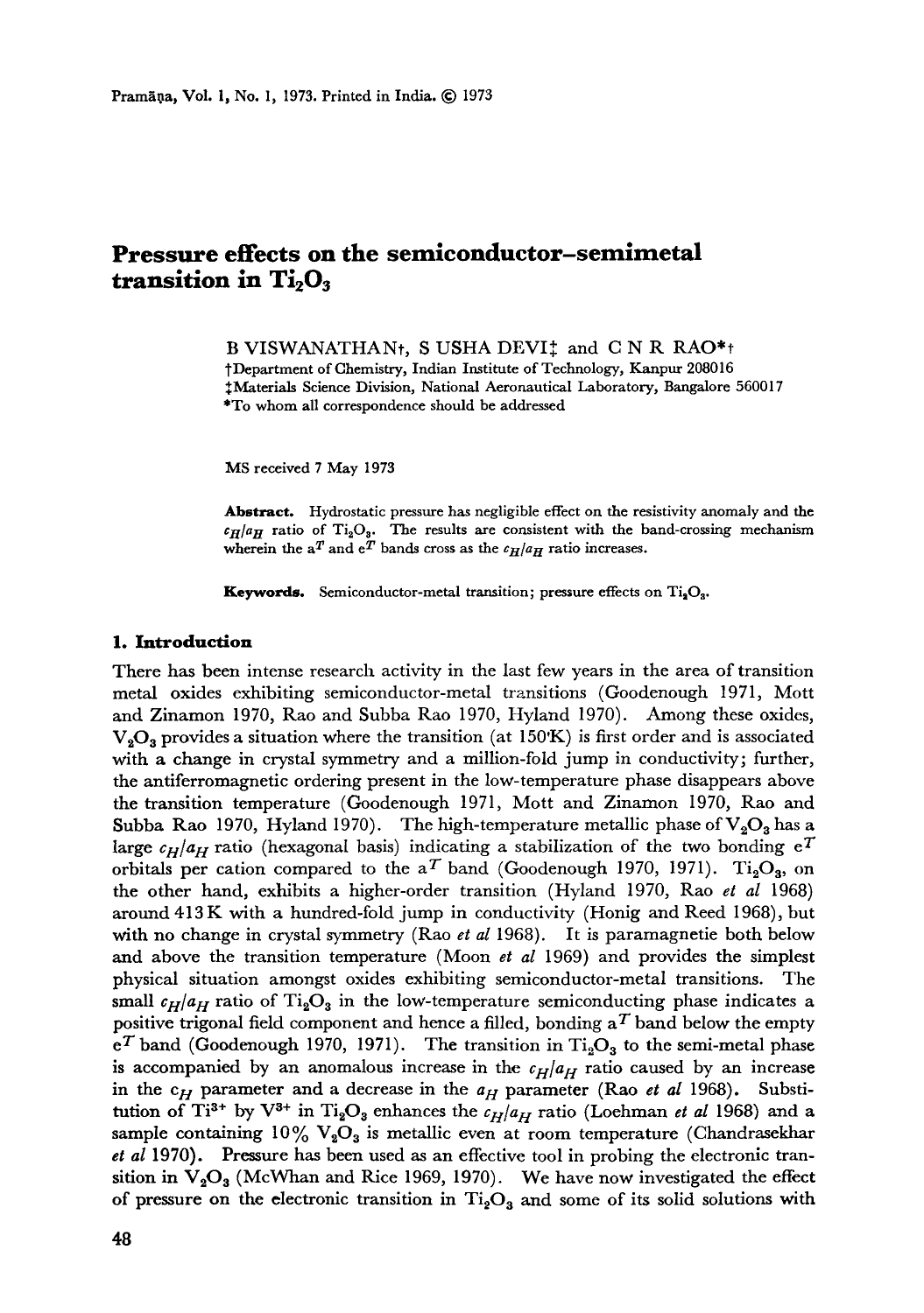# Pressure effects on the semiconductor–semimetal transition in $Ti_2O_3$

B VISWANATHAN†, S USHA DEVI‡ and C N R RAO*†

†Department of Chemistry, Indian Institute of Technology, Kanpur 208016
‡Materials Science Division, National Aeronautical Laboratory, Bangalore 560017
*To whom all correspondence should be addressed

MS received 7 May 1973

**Abstract.** Hydrostatic pressure has negligible effect on the resistivity anomaly and the $c_H/a_H$ ratio of $Ti_2O_3$. The results are consistent with the band-crossing mechanism wherein the $a^T$ and $e^T$ bands cross as the $c_H/a_H$ ratio increases.

**Keywords.** Semiconductor-metal transition; pressure effects on $Ti_2O_3$.

## 1. Introduction

There has been intense research activity in the last few years in the area of transition metal oxides exhibiting semiconductor-metal transitions (Goodenough 1971, Mott and Zinamon 1970, Rao and Subba Rao 1970, Hyland 1970). Among these oxides, $V_2O_3$ provides a situation where the transition (at 150K) is first order and is associated with a change in crystal symmetry and a million-fold jump in conductivity; further, the antiferromagnetic ordering present in the low-temperature phase disappears above the transition temperature (Goodenough 1971, Mott and Zinamon 1970, Rao and Subba Rao 1970, Hyland 1970). The high-temperature metallic phase of $V_2O_3$ has a large $c_H/a_H$ ratio (hexagonal basis) indicating a stabilization of the two bonding $e^T$ orbitals per cation compared to the $a^T$ band (Goodenough 1970, 1971). $Ti_2O_3$, on the other hand, exhibits a higher-order transition (Hyland 1970, Rao *et al* 1968) around 413 K with a hundred-fold jump in conductivity (Honig and Reed 1968), but with no change in crystal symmetry (Rao *et al* 1968). It is paramagnetie both below and above the transition temperature (Moon *et al* 1969) and provides the simplest physical situation amongst oxides exhibiting semiconductor-metal transitions. The small $c_H/a_H$ ratio of $Ti_2O_3$ in the low-temperature semiconducting phase indicates a positive trigonal field component and hence a filled, bonding $a^T$ band below the empty $e^T$ band (Goodenough 1970, 1971). The transition in $Ti_2O_3$ to the semi-metal phase is accompanied by an anomalous increase in the $c_H/a_H$ ratio caused by an increase in the $c_H$ parameter and a decrease in the $a_H$ parameter (Rao *et al* 1968). Substitution of $Ti^{3+}$ by $V^{3+}$ in $Ti_2O_3$ enhances the $c_H/a_H$ ratio (Loehman *et al* 1968) and a sample containing 10% $V_2O_3$ is metallic even at room temperature (Chandrasekhar *et al* 1970). Pressure has been used as an effective tool in probing the electronic transition in $V_2O_3$ (McWhan and Rice 1969, 1970). We have now investigated the effect of pressure on the electronic transition in $Ti_2O_3$ and some of its solid solutions with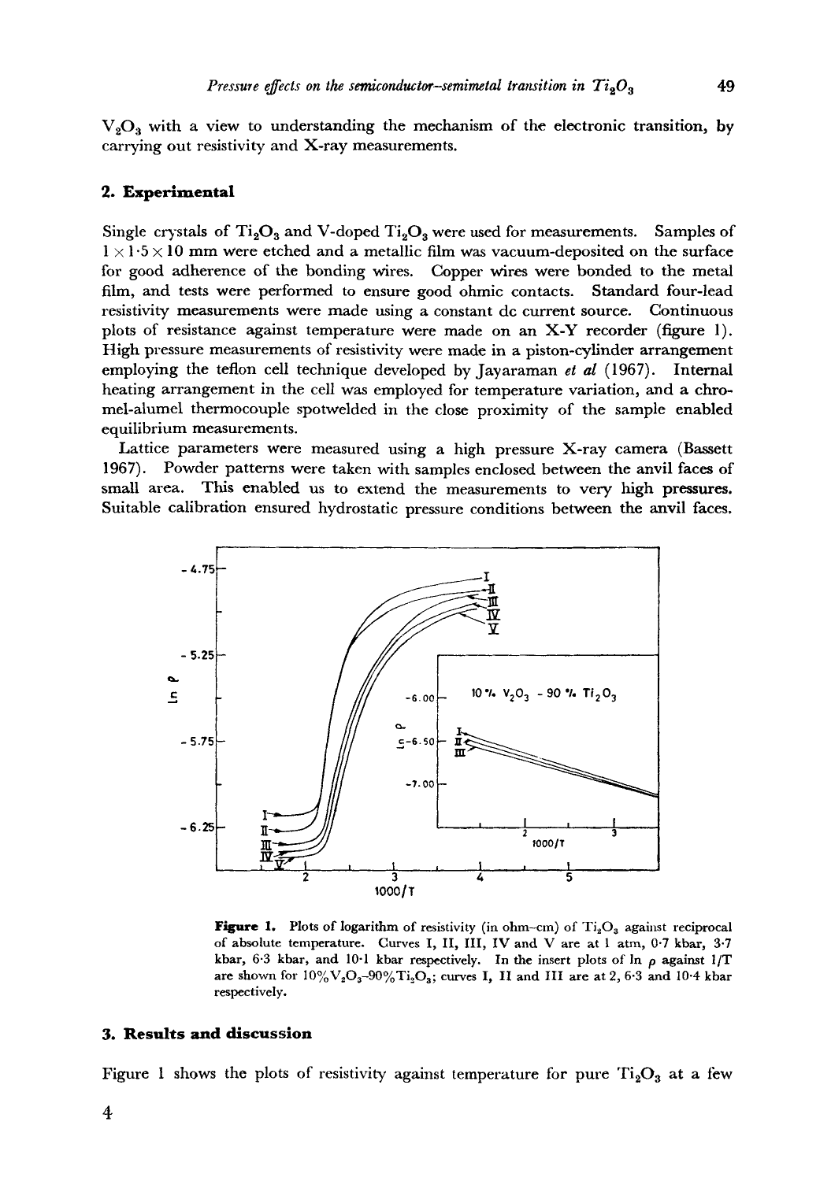$V_2O_3$ with a view to understanding the mechanism of the electronic transition, by carrying out resistivity and X-ray measurements.

## 2. Experimental

Single crystals of $Ti_2O_3$ and V-doped $Ti_2O_3$ were used for measurements. Samples of $1 \times 1{\cdot}5 \times 10$ mm were etched and a metallic film was vacuum-deposited on the surface for good adherence of the bonding wires. Copper wires were bonded to the metal film, and tests were performed to ensure good ohmic contacts. Standard four-lead resistivity measurements were made using a constant dc current source. Continuous plots of resistance against temperature were made on an X-Y recorder (figure 1). High pressure measurements of resistivity were made in a piston-cylinder arrangement employing the teflon cell technique developed by Jayaraman *et al* (1967). Internal heating arrangement in the cell was employed for temperature variation, and a chromel-alumel thermocouple spotwelded in the close proximity of the sample enabled equilibrium measurements.

Lattice parameters were measured using a high pressure X-ray camera (Bassett 1967). Powder patterns were taken with samples enclosed between the anvil faces of small area. This enabled us to extend the measurements to very high pressures. Suitable calibration ensured hydrostatic pressure conditions between the anvil faces.

**Figure 1.** Plots of logarithm of resistivity (in ohm–cm) of $Ti_2O_3$ against reciprocal of absolute temperature. Curves I, II, III, IV and V are at 1 atm, 0·7 kbar, 3·7 kbar, 6·3 kbar, and 10·1 kbar respectively. In the insert plots of ln $\rho$ against $1/T$ are shown for $10\%V_2O_3$–$90\%Ti_2O_3$; curves I, II and III are at 2, 6·3 and 10·4 kbar respectively.

## 3. Results and discussion

Figure 1 shows the plots of resistivity against temperature for pure $Ti_2O_3$ at a few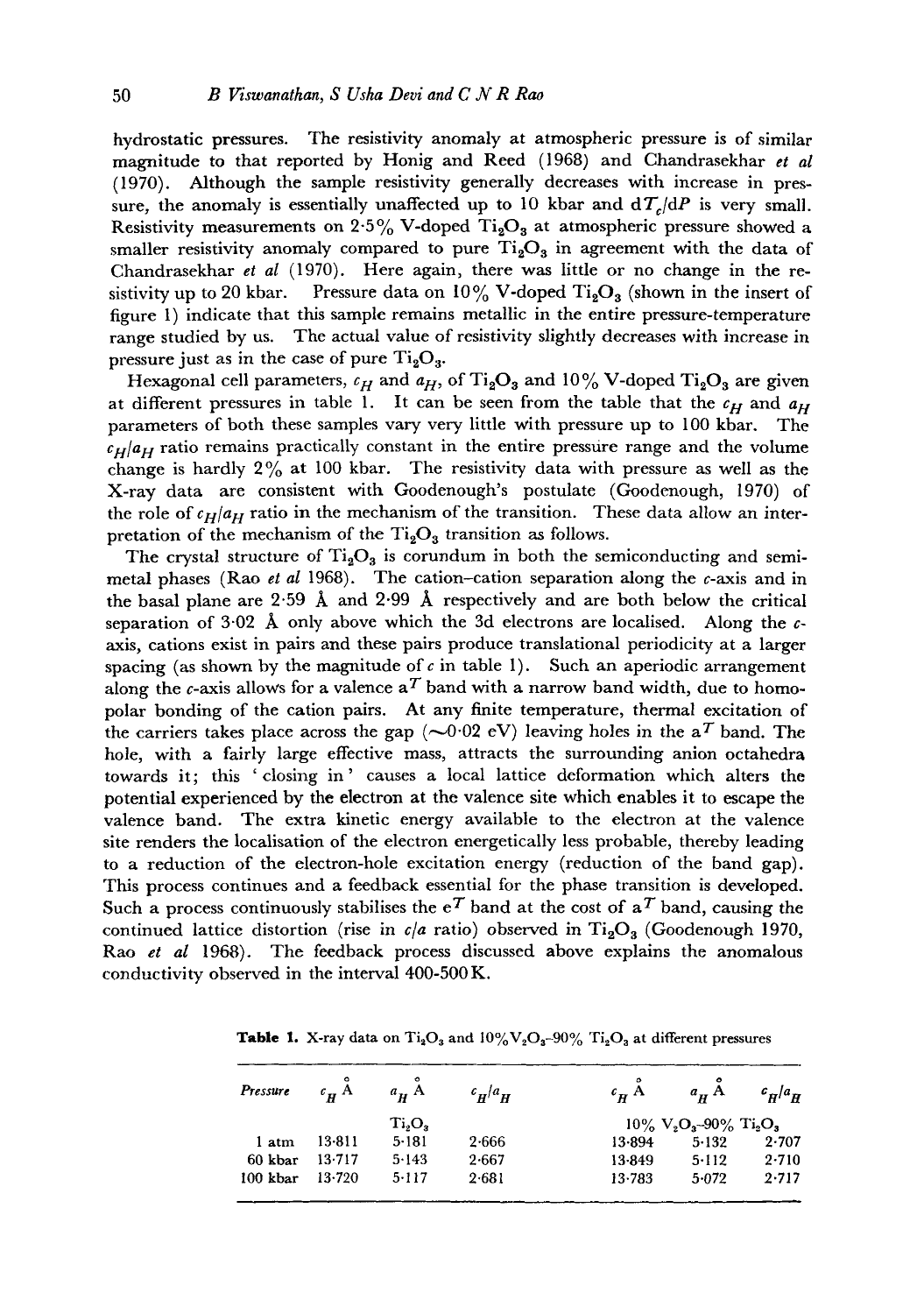hydrostatic pressures. The resistivity anomaly at atmospheric pressure is of similar magnitude to that reported by Honig and Reed (1968) and Chandrasekhar *et al* (1970). Although the sample resistivity generally decreases with increase in pressure, the anomaly is essentially unaffected up to 10 kbar and $dT_c/dP$ is very small. Resistivity measurements on 2·5% V-doped $Ti_2O_3$ at atmospheric pressure showed a smaller resistivity anomaly compared to pure $Ti_2O_3$ in agreement with the data of Chandrasekhar *et al* (1970). Here again, there was little or no change in the resistivity up to 20 kbar. Pressure data on 10% V-doped $Ti_2O_3$ (shown in the insert of figure 1) indicate that this sample remains metallic in the entire pressure-temperature range studied by us. The actual value of resistivity slightly decreases with increase in pressure just as in the case of pure $Ti_2O_3$.

Hexagonal cell parameters, $c_H$ and $a_H$, of $Ti_2O_3$ and 10% V-doped $Ti_2O_3$ are given at different pressures in table 1. It can be seen from the table that the $c_H$ and $a_H$ parameters of both these samples vary very little with pressure up to 100 kbar. The $c_H/a_H$ ratio remains practically constant in the entire pressure range and the volume change is hardly 2% at 100 kbar. The resistivity data with pressure as well as the X-ray data are consistent with Goodenough's postulate (Goodenough, 1970) of the role of $c_H/a_H$ ratio in the mechanism of the transition. These data allow an interpretation of the mechanism of the $Ti_2O_3$ transition as follows.

The crystal structure of $Ti_2O_3$ is corundum in both the semiconducting and semimetal phases (Rao *et al* 1968). The cation–cation separation along the *c*-axis and in the basal plane are 2·59 Å and 2·99 Å respectively and are both below the critical separation of 3·02 Å only above which the 3d electrons are localised. Along the *c*-axis, cations exist in pairs and these pairs produce translational periodicity at a larger spacing (as shown by the magnitude of *c* in table 1). Such an aperiodic arrangement along the *c*-axis allows for a valence $a^T$ band with a narrow band width, due to homopolar bonding of the cation pairs. At any finite temperature, thermal excitation of the carriers takes place across the gap ($\sim$0·02 eV) leaving holes in the $a^T$ band. The hole, with a fairly large effective mass, attracts the surrounding anion octahedra towards it; this 'closing in' causes a local lattice deformation which alters the potential experienced by the electron at the valence site which enables it to escape the valence band. The extra kinetic energy available to the electron at the valence site renders the localisation of the electron energetically less probable, thereby leading to a reduction of the electron-hole excitation energy (reduction of the band gap). This process continues and a feedback essential for the phase transition is developed. Such a process continuously stabilises the $e^T$ band at the cost of $a^T$ band, causing the continued lattice distortion (rise in $c/a$ ratio) observed in $Ti_2O_3$ (Goodenough 1970, Rao *et al* 1968). The feedback process discussed above explains the anomalous conductivity observed in the interval 400-500 K.

**Table 1.** X-ray data on $Ti_2O_3$ and $10\%V_2O_3$–$90\%$ $Ti_2O_3$ at different pressures

| Pressure | $c_H$ Å | $a_H$ Å | $c_H/a_H$ | $c_H$ Å | $a_H$ Å | $c_H/a_H$ |
|---|---|---|---|---|---|---|
| | $Ti_2O_3$ | | | 10% $V_2O_3$–90% $Ti_2O_3$ | | |
| 1 atm | 13·811 | 5·181 | 2·666 | 13·894 | 5·132 | 2·707 |
| 60 kbar | 13·717 | 5·143 | 2·667 | 13·849 | 5·112 | 2·710 |
| 100 kbar | 13·720 | 5·117 | 2·681 | 13·783 | 5·072 | 2·717 |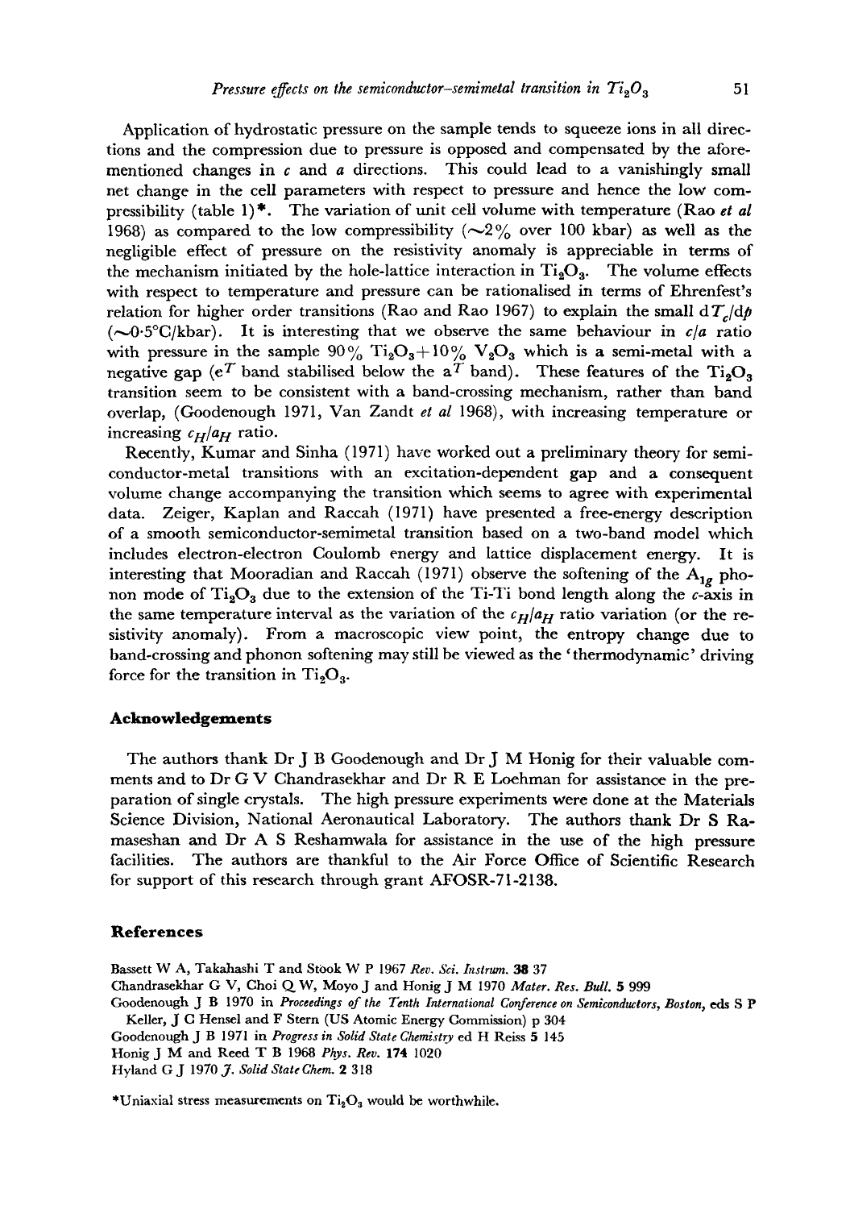Application of hydrostatic pressure on the sample tends to squeeze ions in all directions and the compression due to pressure is opposed and compensated by the aforementioned changes in $c$ and $a$ directions. This could lead to a vanishingly small net change in the cell parameters with respect to pressure and hence the low compressibility (table 1)*. The variation of unit cell volume with temperature (Rao *et al* 1968) as compared to the low compressibility ($\sim 2\%$ over 100 kbar) as well as the negligible effect of pressure on the resistivity anomaly is appreciable in terms of the mechanism initiated by the hole-lattice interaction in $Ti_2O_3$. The volume effects with respect to temperature and pressure can be rationalised in terms of Ehrenfest's relation for higher order transitions (Rao and Rao 1967) to explain the small $dT_c/dp$ ($\sim 0{\cdot}5$°C/kbar). It is interesting that we observe the same behaviour in $c/a$ ratio with pressure in the sample 90% $Ti_2O_3$+10% $V_2O_3$ which is a semi-metal with a negative gap ($e^T$ band stabilised below the $a^T$ band). These features of the $Ti_2O_3$ transition seem to be consistent with a band-crossing mechanism, rather than band overlap, (Goodenough 1971, Van Zandt *et al* 1968), with increasing temperature or increasing $c_H/a_H$ ratio.

Recently, Kumar and Sinha (1971) have worked out a preliminary theory for semiconductor-metal transitions with an excitation-dependent gap and a consequent volume change accompanying the transition which seems to agree with experimental data. Zeiger, Kaplan and Raccah (1971) have presented a free-energy description of a smooth semiconductor-semimetal transition based on a two-band model which includes electron-electron Coulomb energy and lattice displacement energy. It is interesting that Mooradian and Raccah (1971) observe the softening of the $A_{1g}$ phonon mode of $Ti_2O_3$ due to the extension of the Ti-Ti bond length along the $c$-axis in the same temperature interval as the variation of the $c_H/a_H$ ratio variation (or the resistivity anomaly). From a macroscopic view point, the entropy change due to band-crossing and phonon softening may still be viewed as the 'thermodynamic' driving force for the transition in $Ti_2O_3$.

## Acknowledgements

The authors thank Dr J B Goodenough and Dr J M Honig for their valuable comments and to Dr G V Chandrasekhar and Dr R E Loehman for assistance in the preparation of single crystals. The high pressure experiments were done at the Materials Science Division, National Aeronautical Laboratory. The authors thank Dr S Ramaseshan and Dr A S Reshamwala for assistance in the use of the high pressure facilities. The authors are thankful to the Air Force Office of Scientific Research for support of this research through grant AFOSR-71-2138.

## References

Bassett W A, Takahashi T and Stook W P 1967 *Rev. Sci. Instrum.* **38** 37

Chandrasekhar G V, Choi Q W, Moyo J and Honig J M 1970 *Mater. Res. Bull.* **5** 999

Goodenough J B 1970 in *Proceedings of the Tenth International Conference on Semiconductors, Boston*, eds S P Keller, J C Hensel and F Stern (US Atomic Energy Commission) p 304

Goodenough J B 1971 in *Progress in Solid State Chemistry* ed H Reiss **5** 145

Honig J M and Reed T B 1968 *Phys. Rev.* **174** 1020

Hyland G J 1970 *J. Solid State Chem.* **2** 318

*Uniaxial stress measurements on $Ti_2O_3$ would be worthwhile.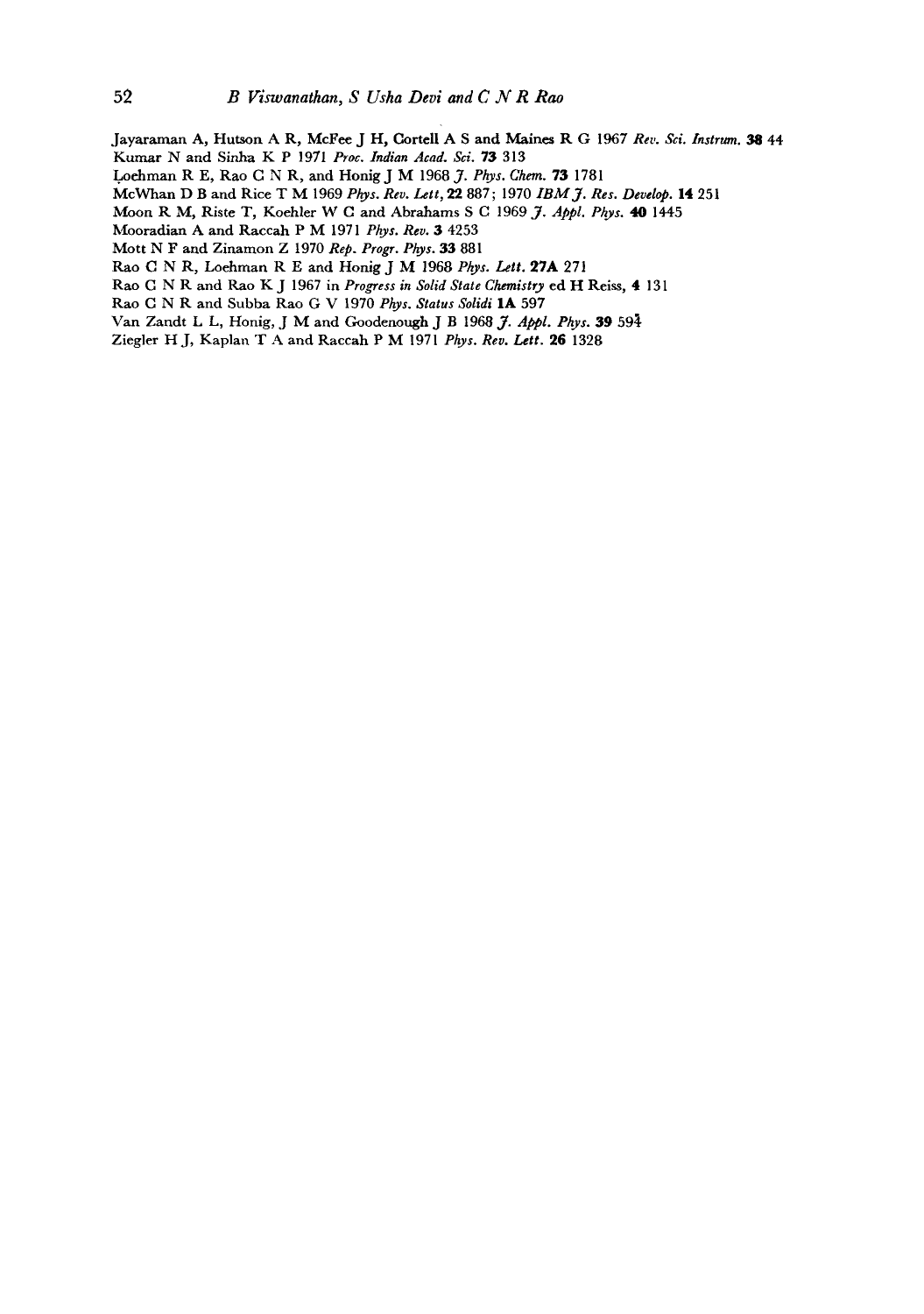Jayaraman A, Hutson A R, McFee J H, Cortell A S and Maines R G 1967 *Rev. Sci. Instrum.* **38** 44

Kumar N and Sinha K P 1971 *Proc. Indian Acad. Sci.* **73** 313

Loehman R E, Rao C N R, and Honig J M 1968 *J. Phys. Chem.* **73** 1781

McWhan D B and Rice T M 1969 *Phys. Rev. Lett*, **22** 887; 1970 *IBM J. Res. Develop.* **14** 251

Moon R M, Riste T, Koehler W C and Abrahams S C 1969 *J. Appl. Phys.* **40** 1445

Mooradian A and Raccah P M 1971 *Phys. Rev.* **3** 4253

Mott N F and Zinamon Z 1970 *Rep. Progr. Phys.* **33** 881

Rao C N R, Loehman R E and Honig J M 1968 *Phys. Lett.* **27A** 271

Rao C N R and Rao K J 1967 in *Progress in Solid State Chemistry* ed H Reiss, **4** 131

Rao C N R and Subba Rao G V 1970 *Phys. Status Solidi* **1A** 597

Van Zandt L L, Honig, J M and Goodenough J B 1968 *J. Appl. Phys.* **39** 594

Ziegler H J, Kaplan T A and Raccah P M 1971 *Phys. Rev. Lett.* **26** 1328